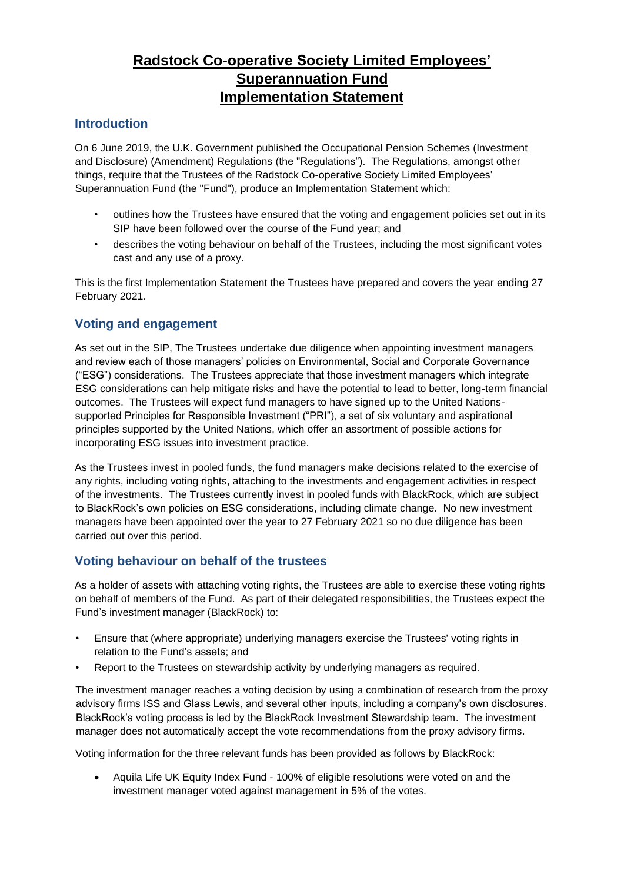# Radstock Co-operative Society Limited Employees' Superannuation Fund Implementation Statement

## Introduction

On 6 June 2019, the U.K. Government published the Occupational Pension Schemes (Investment and Disclosure) (Amendment) Regulations (the "Regulations"). The Regulations, amongst other things, require that the Trustees of the Radstock Co-operative Society Limited Employees' Superannuation Fund (the "Fund"), produce an Implementation Statement which:

- outlines how the Trustees have ensured that the voting and engagement policies set out in its SIP have been followed over the course of the Fund year; and
- describes the voting behaviour on behalf of the Trustees, including the most significant votes cast and any use of a proxy.

This is the first Implementation Statement the Trustees have prepared and covers the year ending 27 February 2021.

## Voting and engagement

As set out in the SIP, The Trustees undertake due diligence when appointing investment managers and review each of those managers' policies on Environmental, Social and Corporate Governance ("ESG") considerations. The Trustees appreciate that those investment managers which integrate ESG considerations can help mitigate risks and have the potential to lead to better, long-term financial outcomes. The Trustees will expect fund managers to have signed up to the United Nations-supported Principles for Responsible Investment ("PRI"), a set of six voluntary and aspirational principles supported by the United Nations, which offer an assortment of possible actions for incorporating ESG issues into investment practice.

As the Trustees invest in pooled funds, the fund managers make decisions related to the exercise of any rights, including voting rights, attaching to the investments and engagement activities in respect of the investments. The Trustees currently invest in pooled funds with BlackRock, which are subject to BlackRock's own policies on ESG considerations, including climate change. No new investment managers have been appointed over the year to 27 February 2021 so no due diligence has been carried out over this period.

## Voting behaviour on behalf of the trustees

As a holder of assets with attaching voting rights, the Trustees are able to exercise these voting rights on behalf of members of the Fund. As part of their delegated responsibilities, the Trustees expect the Fund's investment manager (BlackRock) to:

- Ensure that (where appropriate) underlying managers exercise the Trustees' voting rights in relation to the Fund's assets; and
- Report to the Trustees on stewardship activity by underlying managers as required.

The investment manager reaches a voting decision by using a combination of research from the proxy advisory firms ISS and Glass Lewis, and several other inputs, including a company's own disclosures. BlackRock's voting process is led by the BlackRock Investment Stewardship team. The investment manager does not automatically accept the vote recommendations from the proxy advisory firms.

Voting information for the three relevant funds has been provided as follows by BlackRock:

- Aquila Life UK Equity Index Fund - 100% of eligible resolutions were voted on and the investment manager voted against management in 5% of the votes.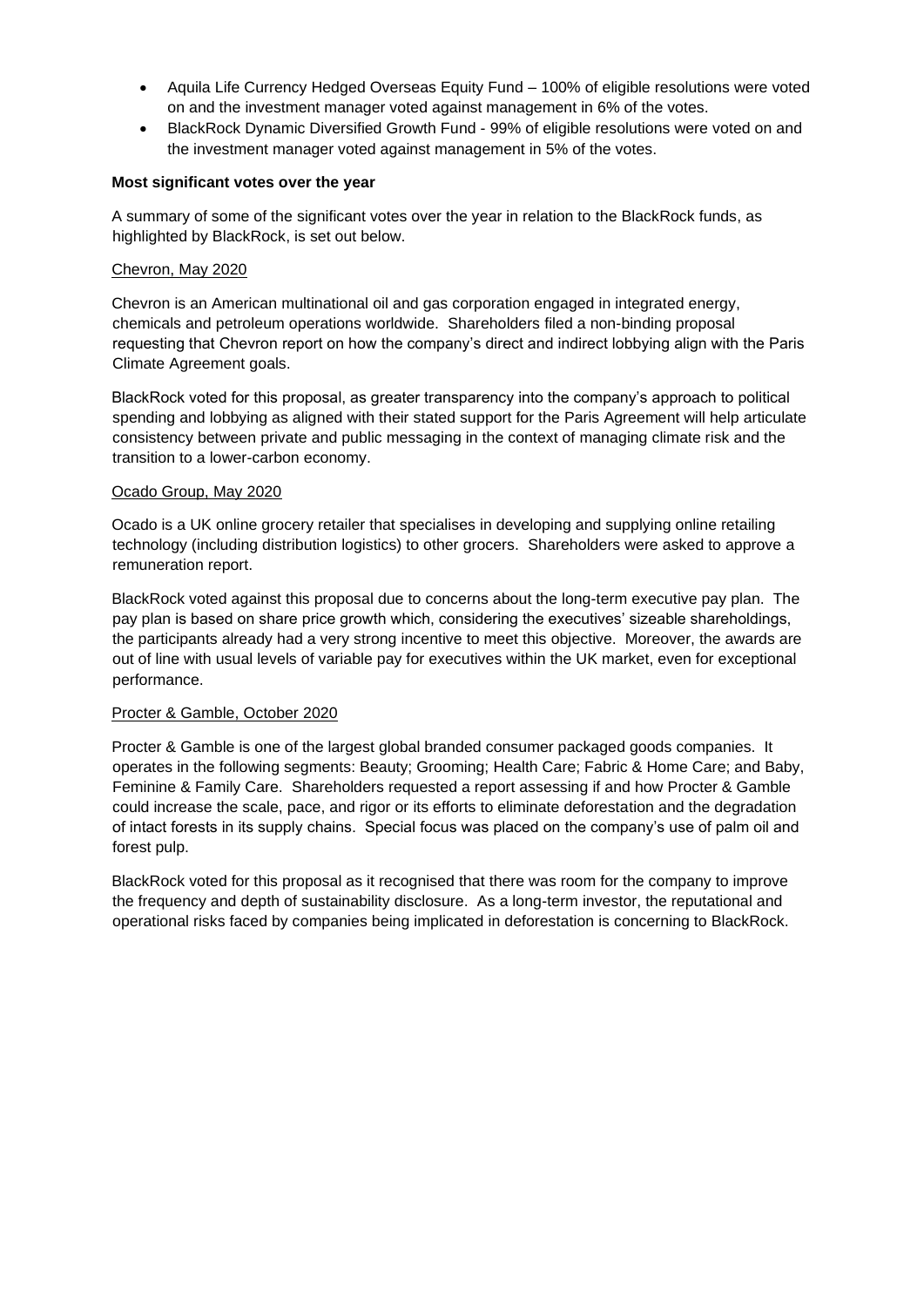- Aquila Life Currency Hedged Overseas Equity Fund – 100% of eligible resolutions were voted on and the investment manager voted against management in 6% of the votes.
- BlackRock Dynamic Diversified Growth Fund - 99% of eligible resolutions were voted on and the investment manager voted against management in 5% of the votes.

**Most significant votes over the year**

A summary of some of the significant votes over the year in relation to the BlackRock funds, as highlighted by BlackRock, is set out below.

Chevron, May 2020

Chevron is an American multinational oil and gas corporation engaged in integrated energy, chemicals and petroleum operations worldwide. Shareholders filed a non-binding proposal requesting that Chevron report on how the company's direct and indirect lobbying align with the Paris Climate Agreement goals.

BlackRock voted for this proposal, as greater transparency into the company's approach to political spending and lobbying as aligned with their stated support for the Paris Agreement will help articulate consistency between private and public messaging in the context of managing climate risk and the transition to a lower-carbon economy.

Ocado Group, May 2020

Ocado is a UK online grocery retailer that specialises in developing and supplying online retailing technology (including distribution logistics) to other grocers. Shareholders were asked to approve a remuneration report.

BlackRock voted against this proposal due to concerns about the long-term executive pay plan. The pay plan is based on share price growth which, considering the executives' sizeable shareholdings, the participants already had a very strong incentive to meet this objective. Moreover, the awards are out of line with usual levels of variable pay for executives within the UK market, even for exceptional performance.

Procter & Gamble, October 2020

Procter & Gamble is one of the largest global branded consumer packaged goods companies. It operates in the following segments: Beauty; Grooming; Health Care; Fabric & Home Care; and Baby, Feminine & Family Care. Shareholders requested a report assessing if and how Procter & Gamble could increase the scale, pace, and rigor or its efforts to eliminate deforestation and the degradation of intact forests in its supply chains. Special focus was placed on the company's use of palm oil and forest pulp.

BlackRock voted for this proposal as it recognised that there was room for the company to improve the frequency and depth of sustainability disclosure. As a long-term investor, the reputational and operational risks faced by companies being implicated in deforestation is concerning to BlackRock.